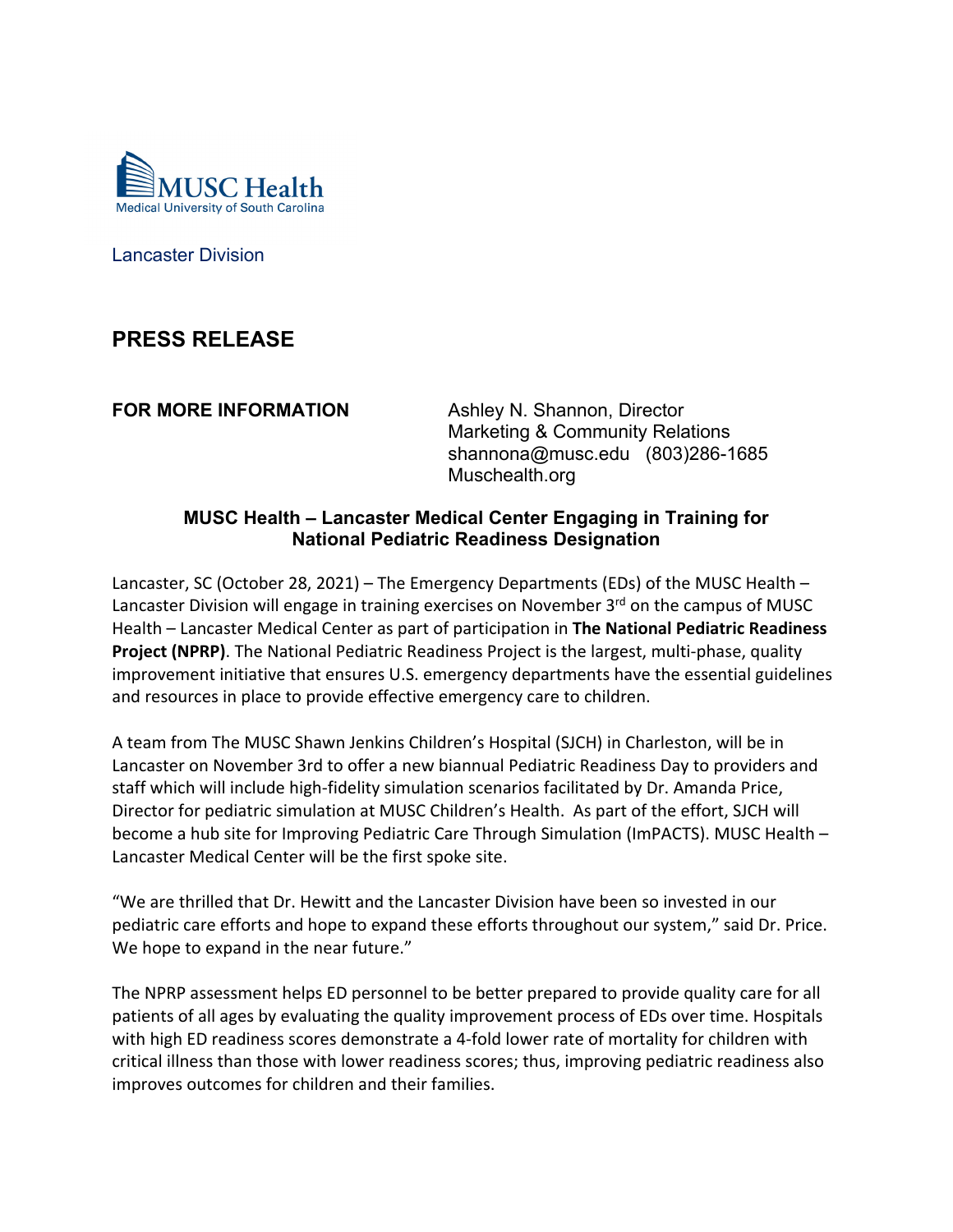MUSC Health
Medical University of South Carolina

Lancaster Division

## PRESS RELEASE

**FOR MORE INFORMATION**

Ashley N. Shannon, Director
Marketing & Community Relations
shannona@musc.edu (803)286-1685
Muschealth.org

### MUSC Health – Lancaster Medical Center Engaging in Training for National Pediatric Readiness Designation

Lancaster, SC (October 28, 2021) – The Emergency Departments (EDs) of the MUSC Health – Lancaster Division will engage in training exercises on November 3rd on the campus of MUSC Health – Lancaster Medical Center as part of participation in **The National Pediatric Readiness Project (NPRP)**. The National Pediatric Readiness Project is the largest, multi-phase, quality improvement initiative that ensures U.S. emergency departments have the essential guidelines and resources in place to provide effective emergency care to children.

A team from The MUSC Shawn Jenkins Children's Hospital (SJCH) in Charleston, will be in Lancaster on November 3rd to offer a new biannual Pediatric Readiness Day to providers and staff which will include high-fidelity simulation scenarios facilitated by Dr. Amanda Price, Director for pediatric simulation at MUSC Children's Health. As part of the effort, SJCH will become a hub site for Improving Pediatric Care Through Simulation (ImPACTS). MUSC Health – Lancaster Medical Center will be the first spoke site.

"We are thrilled that Dr. Hewitt and the Lancaster Division have been so invested in our pediatric care efforts and hope to expand these efforts throughout our system," said Dr. Price. We hope to expand in the near future."

The NPRP assessment helps ED personnel to be better prepared to provide quality care for all patients of all ages by evaluating the quality improvement process of EDs over time. Hospitals with high ED readiness scores demonstrate a 4-fold lower rate of mortality for children with critical illness than those with lower readiness scores; thus, improving pediatric readiness also improves outcomes for children and their families.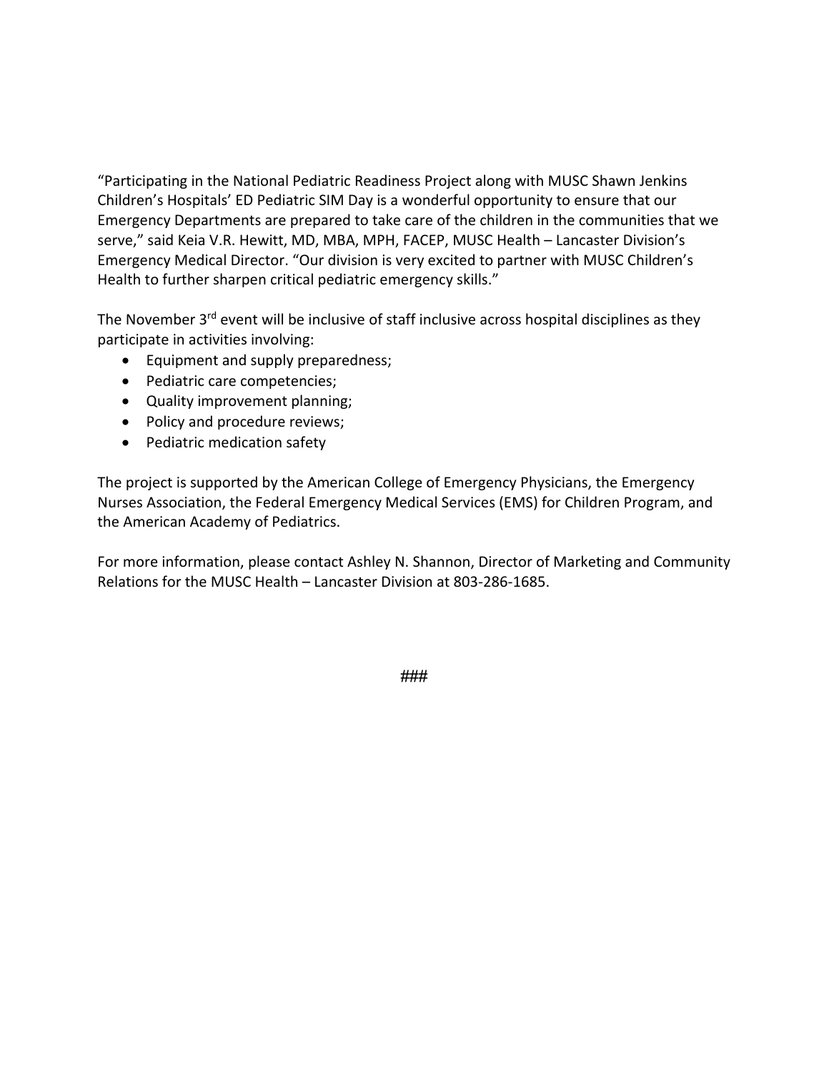"Participating in the National Pediatric Readiness Project along with MUSC Shawn Jenkins Children's Hospitals' ED Pediatric SIM Day is a wonderful opportunity to ensure that our Emergency Departments are prepared to take care of the children in the communities that we serve," said Keia V.R. Hewitt, MD, MBA, MPH, FACEP, MUSC Health – Lancaster Division's Emergency Medical Director. "Our division is very excited to partner with MUSC Children's Health to further sharpen critical pediatric emergency skills."

The November 3rd event will be inclusive of staff inclusive across hospital disciplines as they participate in activities involving:

- Equipment and supply preparedness;
- Pediatric care competencies;
- Quality improvement planning;
- Policy and procedure reviews;
- Pediatric medication safety

The project is supported by the American College of Emergency Physicians, the Emergency Nurses Association, the Federal Emergency Medical Services (EMS) for Children Program, and the American Academy of Pediatrics.

For more information, please contact Ashley N. Shannon, Director of Marketing and Community Relations for the MUSC Health – Lancaster Division at 803-286-1685.

###